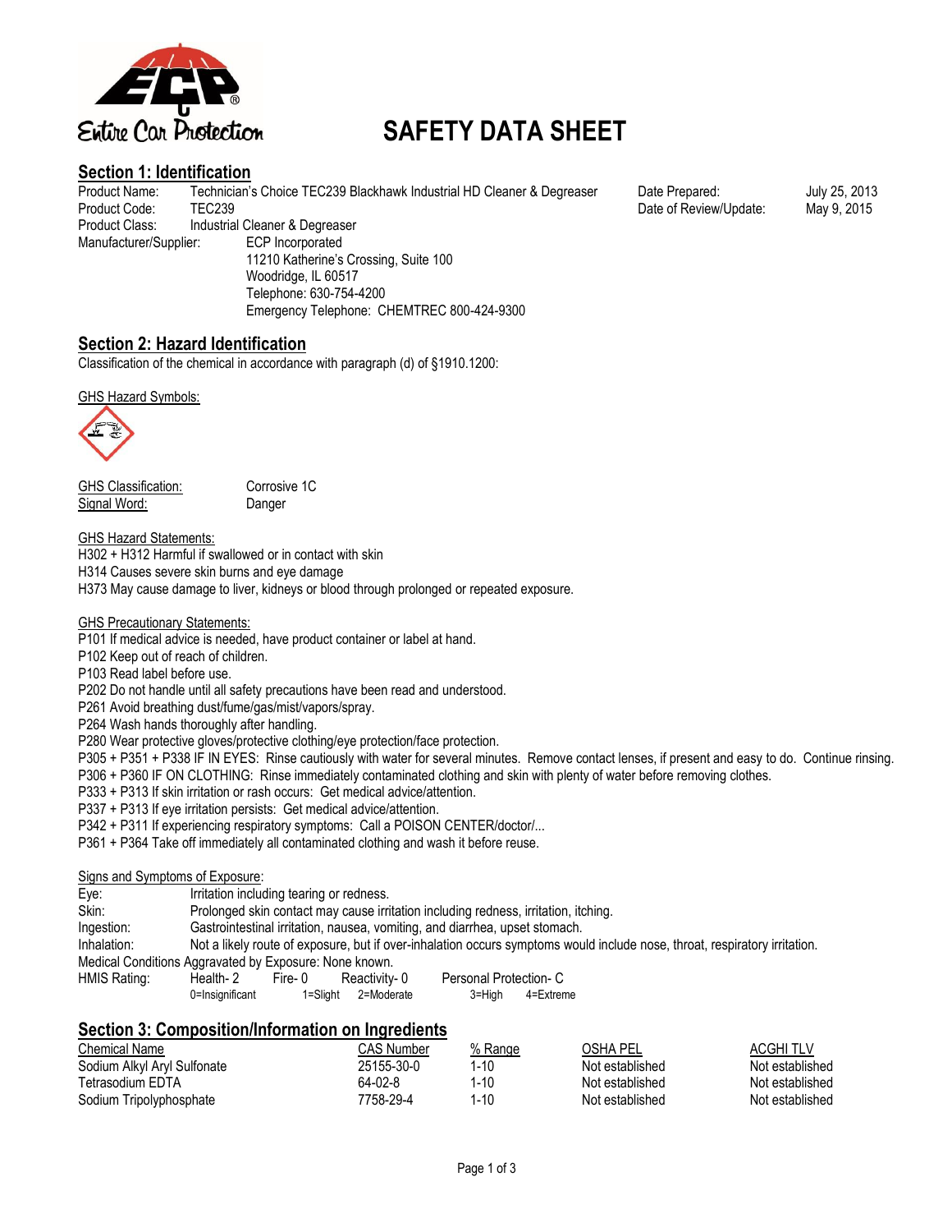Entire Car Protection

# SAFETY DATA SHEET

## Section 1: Identification

Product Name: Technician's Choice TEC239 Blackhawk Industrial HD Cleaner & Degreaser
Product Code: TEC239
Product Class: Industrial Cleaner & Degreaser
Manufacturer/Supplier: ECP Incorporated
11210 Katherine's Crossing, Suite 100
Woodridge, IL 60517
Telephone: 630-754-4200
Emergency Telephone: CHEMTREC 800-424-9300

Date Prepared: July 25, 2013
Date of Review/Update: May 9, 2015

## Section 2: Hazard Identification

Classification of the chemical in accordance with paragraph (d) of §1910.1200:

GHS Hazard Symbols:

GHS Classification: Corrosive 1C
Signal Word: Danger

GHS Hazard Statements:
H302 + H312 Harmful if swallowed or in contact with skin
H314 Causes severe skin burns and eye damage
H373 May cause damage to liver, kidneys or blood through prolonged or repeated exposure.

GHS Precautionary Statements:
P101 If medical advice is needed, have product container or label at hand.
P102 Keep out of reach of children.
P103 Read label before use.
P202 Do not handle until all safety precautions have been read and understood.
P261 Avoid breathing dust/fume/gas/mist/vapors/spray.
P264 Wash hands thoroughly after handling.
P280 Wear protective gloves/protective clothing/eye protection/face protection.
P305 + P351 + P338 IF IN EYES: Rinse cautiously with water for several minutes. Remove contact lenses, if present and easy to do. Continue rinsing.
P306 + P360 IF ON CLOTHING: Rinse immediately contaminated clothing and skin with plenty of water before removing clothes.
P333 + P313 If skin irritation or rash occurs: Get medical advice/attention.
P337 + P313 If eye irritation persists: Get medical advice/attention.
P342 + P311 If experiencing respiratory symptoms: Call a POISON CENTER/doctor/...
P361 + P364 Take off immediately all contaminated clothing and wash it before reuse.

Signs and Symptoms of Exposure:
Eye: Irritation including tearing or redness.
Skin: Prolonged skin contact may cause irritation including redness, irritation, itching.
Ingestion: Gastrointestinal irritation, nausea, vomiting, and diarrhea, upset stomach.
Inhalation: Not a likely route of exposure, but if over-inhalation occurs symptoms would include nose, throat, respiratory irritation.
Medical Conditions Aggravated by Exposure: None known.
HMIS Rating: Health- 2 Fire- 0 Reactivity- 0 Personal Protection- C
0=Insignificant 1=Slight 2=Moderate 3=High 4=Extreme

## Section 3: Composition/Information on Ingredients

| Chemical Name | CAS Number | % Range | OSHA PEL | ACGHI TLV |
|---|---|---|---|---|
| Sodium Alkyl Aryl Sulfonate | 25155-30-0 | 1-10 | Not established | Not established |
| Tetrasodium EDTA | 64-02-8 | 1-10 | Not established | Not established |
| Sodium Tripolyphosphate | 7758-29-4 | 1-10 | Not established | Not established |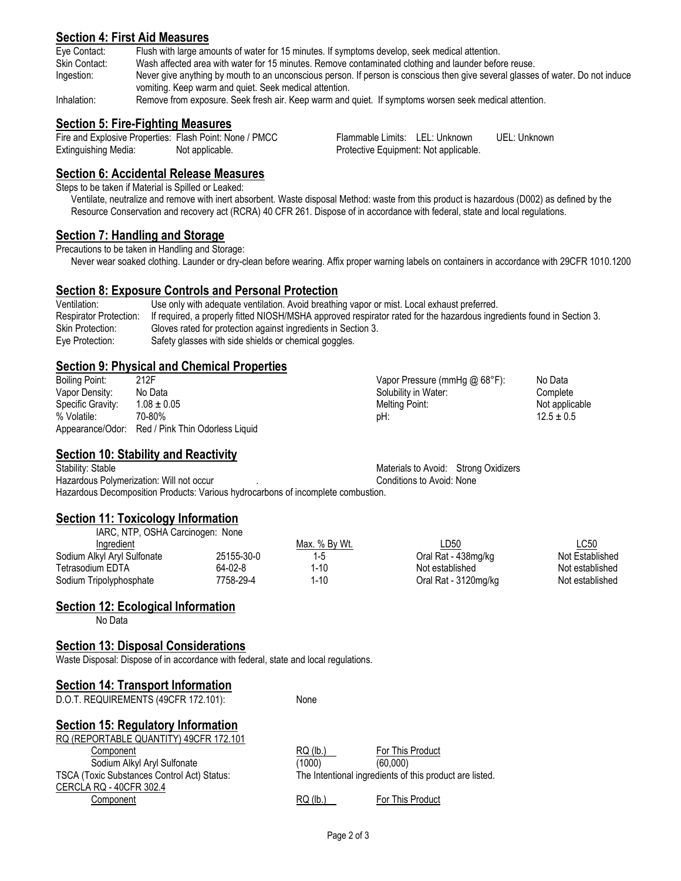## Section 4: First Aid Measures

| | |
|---|---|
| Eye Contact: | Flush with large amounts of water for 15 minutes. If symptoms develop, seek medical attention. |
| Skin Contact: | Wash affected area with water for 15 minutes. Remove contaminated clothing and launder before reuse. |
| Ingestion: | Never give anything by mouth to an unconscious person. If person is conscious then give several glasses of water. Do not induce vomiting. Keep warm and quiet. Seek medical attention. |
| Inhalation: | Remove from exposure. Seek fresh air. Keep warm and quiet. If symptoms worsen seek medical attention. |

## Section 5: Fire-Fighting Measures

Fire and Explosive Properties: Flash Point: None / PMCC    Flammable Limits: LEL: Unknown    UEL: Unknown

Extinguishing Media: Not applicable.    Protective Equipment: Not applicable.

## Section 6: Accidental Release Measures

Steps to be taken if Material is Spilled or Leaked:

Ventilate, neutralize and remove with inert absorbent. Waste disposal Method: waste from this product is hazardous (D002) as defined by the Resource Conservation and recovery act (RCRA) 40 CFR 261. Dispose of in accordance with federal, state and local regulations.

## Section 7: Handling and Storage

Precautions to be taken in Handling and Storage:

Never wear soaked clothing. Launder or dry-clean before wearing. Affix proper warning labels on containers in accordance with 29CFR 1010.1200

## Section 8: Exposure Controls and Personal Protection

| | |
|---|---|
| Ventilation: | Use only with adequate ventilation. Avoid breathing vapor or mist. Local exhaust preferred. |
| Respirator Protection: | If required, a properly fitted NIOSH/MSHA approved respirator rated for the hazardous ingredients found in Section 3. |
| Skin Protection: | Gloves rated for protection against ingredients in Section 3. |
| Eye Protection: | Safety glasses with side shields or chemical goggles. |

## Section 9: Physical and Chemical Properties

| | | | |
|---|---|---|---|
| Boiling Point: | 212F | Vapor Pressure (mmHg @ 68°F): | No Data |
| Vapor Density: | No Data | Solubility in Water: | Complete |
| Specific Gravity: | 1.08 ± 0.05 | Melting Point: | Not applicable |
| % Volatile: | 70-80% | pH: | 12.5 ± 0.5 |
| Appearance/Odor: | Red / Pink Thin Odorless Liquid | | |

## Section 10: Stability and Reactivity

Stability: Stable    Materials to Avoid: Strong Oxidizers

Hazardous Polymerization: Will not occur .    Conditions to Avoid: None

Hazardous Decomposition Products: Various hydrocarbons of incomplete combustion.

## Section 11: Toxicology Information

IARC, NTP, OSHA Carcinogen: None

| Ingredient | | Max. % By Wt. | LD50 | LC50 |
|---|---|---|---|---|
| Sodium Alkyl Aryl Sulfonate | 25155-30-0 | 1-5 | Oral Rat - 438mg/kg | Not Established |
| Tetrasodium EDTA | 64-02-8 | 1-10 | Not established | Not established |
| Sodium Tripolyphosphate | 7758-29-4 | 1-10 | Oral Rat - 3120mg/kg | Not established |

## Section 12: Ecological Information

No Data

## Section 13: Disposal Considerations

Waste Disposal: Dispose of in accordance with federal, state and local regulations.

## Section 14: Transport Information

D.O.T. REQUIREMENTS (49CFR 172.101):    None

## Section 15: Regulatory Information

RQ (REPORTABLE QUANTITY) 49CFR 172.101

| Component | RQ (lb.) | For This Product |
|---|---|---|
| Sodium Alkyl Aryl Sulfonate | (1000) | (60,000) |

TSCA (Toxic Substances Control Act) Status:    The Intentional ingredients of this product are listed.

CERCLA RQ - 40CFR 302.4

| Component | RQ (lb.) | For This Product |
|---|---|---|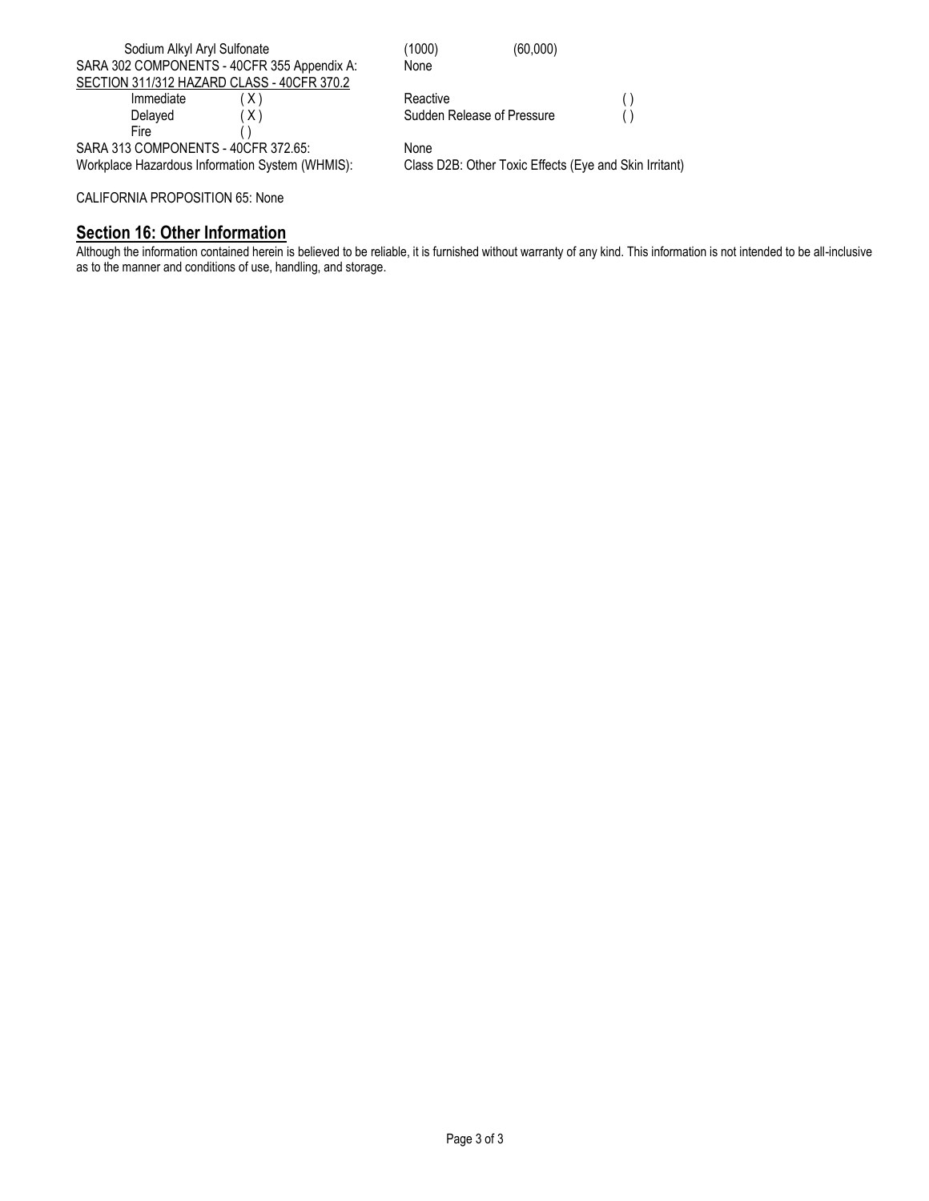| | | | | |
|---|---|---|---|---|
| Sodium Alkyl Aryl Sulfonate | | (1000) | (60,000) | |
| SARA 302 COMPONENTS - 40CFR 355 Appendix A: | | None | | |
| SECTION 311/312 HAZARD CLASS - 40CFR 370.2 | | | | |
| Immediate | ( X ) | Reactive | | ( ) |
| Delayed | ( X ) | Sudden Release of Pressure | | ( ) |
| Fire | ( ) | | | |
| SARA 313 COMPONENTS - 40CFR 372.65: | | None | | |
| Workplace Hazardous Information System (WHMIS): | | Class D2B: Other Toxic Effects (Eye and Skin Irritant) | | |

CALIFORNIA PROPOSITION 65: None

## Section 16: Other Information

Although the information contained herein is believed to be reliable, it is furnished without warranty of any kind. This information is not intended to be all-inclusive as to the manner and conditions of use, handling, and storage.